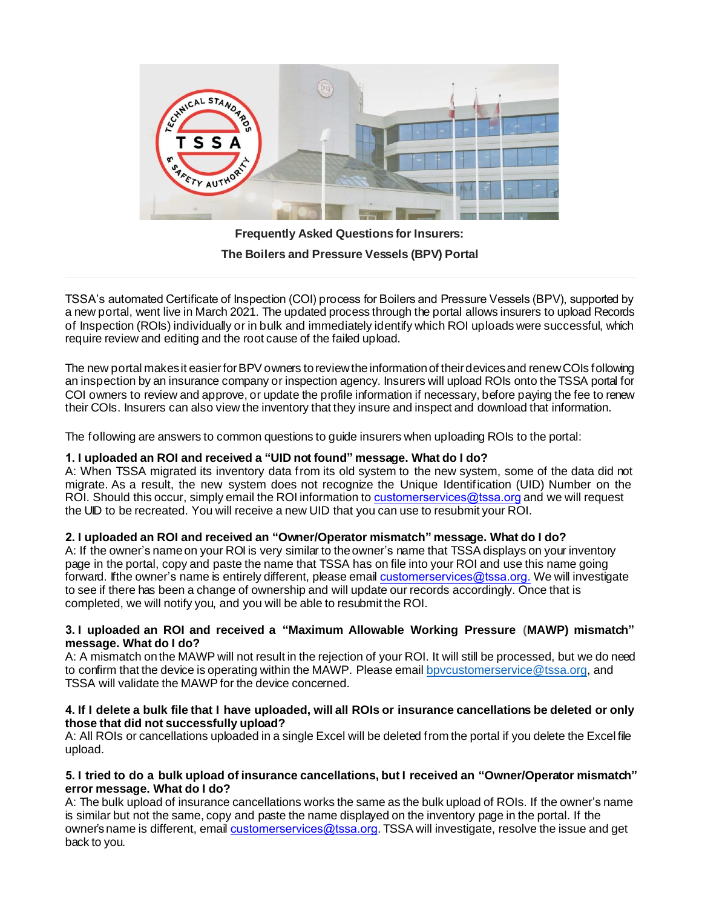**Frequently Asked Questions for Insurers:**

**The Boilers and Pressure Vessels (BPV) Portal**

TSSA's automated Certificate of Inspection (COI) process for Boilers and Pressure Vessels (BPV), supported by a new portal, went live in March 2021. The updated process through the portal allows insurers to upload Records of Inspection (ROIs) individually or in bulk and immediately identify which ROI uploads were successful, which require review and editing and the root cause of the failed upload.

The new portal makes it easier for BPV owners to review the information of their devices and renew COIs following an inspection by an insurance company or inspection agency. Insurers will upload ROIs onto the TSSA portal for COI owners to review and approve, or update the profile information if necessary, before paying the fee to renew their COIs. Insurers can also view the inventory that they insure and inspect and download that information.

The following are answers to common questions to guide insurers when uploading ROIs to the portal:

**1. I uploaded an ROI and received a "UID not found" message. What do I do?**

A: When TSSA migrated its inventory data from its old system to the new system, some of the data did not migrate. As a result, the new system does not recognize the Unique Identification (UID) Number on the ROI. Should this occur, simply email the ROI information to customerservices@tssa.org and we will request the UID to be recreated. You will receive a new UID that you can use to resubmit your ROI.

**2. I uploaded an ROI and received an "Owner/Operator mismatch" message. What do I do?**

A: If the owner's name on your ROI is very similar to the owner's name that TSSA displays on your inventory page in the portal, copy and paste the name that TSSA has on file into your ROI and use this name going forward. If the owner's name is entirely different, please email customerservices@tssa.org. We will investigate to see if there has been a change of ownership and will update our records accordingly. Once that is completed, we will notify you, and you will be able to resubmit the ROI.

**3. I uploaded an ROI and received a "Maximum Allowable Working Pressure (MAWP) mismatch" message. What do I do?**

A: A mismatch on the MAWP will not result in the rejection of your ROI. It will still be processed, but we do need to confirm that the device is operating within the MAWP. Please email bpvcustomerservice@tssa.org, and TSSA will validate the MAWP for the device concerned.

**4. If I delete a bulk file that I have uploaded, will all ROIs or insurance cancellations be deleted or only those that did not successfully upload?**

A: All ROIs or cancellations uploaded in a single Excel will be deleted from the portal if you delete the Excel file upload.

**5. I tried to do a bulk upload of insurance cancellations, but I received an "Owner/Operator mismatch" error message. What do I do?**

A: The bulk upload of insurance cancellations works the same as the bulk upload of ROIs. If the owner's name is similar but not the same, copy and paste the name displayed on the inventory page in the portal. If the owner's name is different, email customerservices@tssa.org. TSSA will investigate, resolve the issue and get back to you.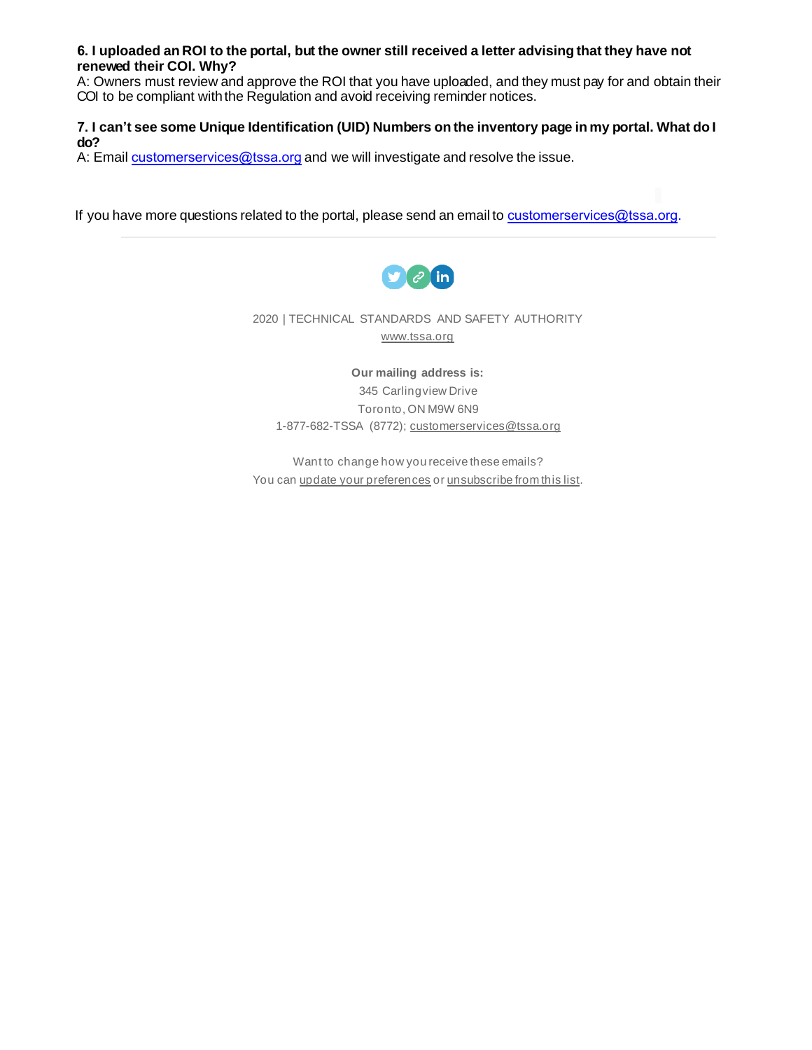**6. I uploaded an ROI to the portal, but the owner still received a letter advising that they have not renewed their COI. Why?**

A: Owners must review and approve the ROI that you have uploaded, and they must pay for and obtain their COI to be compliant with the Regulation and avoid receiving reminder notices.

**7. I can't see some Unique Identification (UID) Numbers on the inventory page in my portal. What do I do?**

A: Email customerservices@tssa.org and we will investigate and resolve the issue.

If you have more questions related to the portal, please send an email to customerservices@tssa.org.

---

2020 | TECHNICAL STANDARDS AND SAFETY AUTHORITY
www.tssa.org

**Our mailing address is:**
345 Carlingview Drive
Toronto, ON M9W 6N9
1-877-682-TSSA (8772); customerservices@tssa.org

Want to change how you receive these emails?
You can update your preferences or unsubscribe from this list.